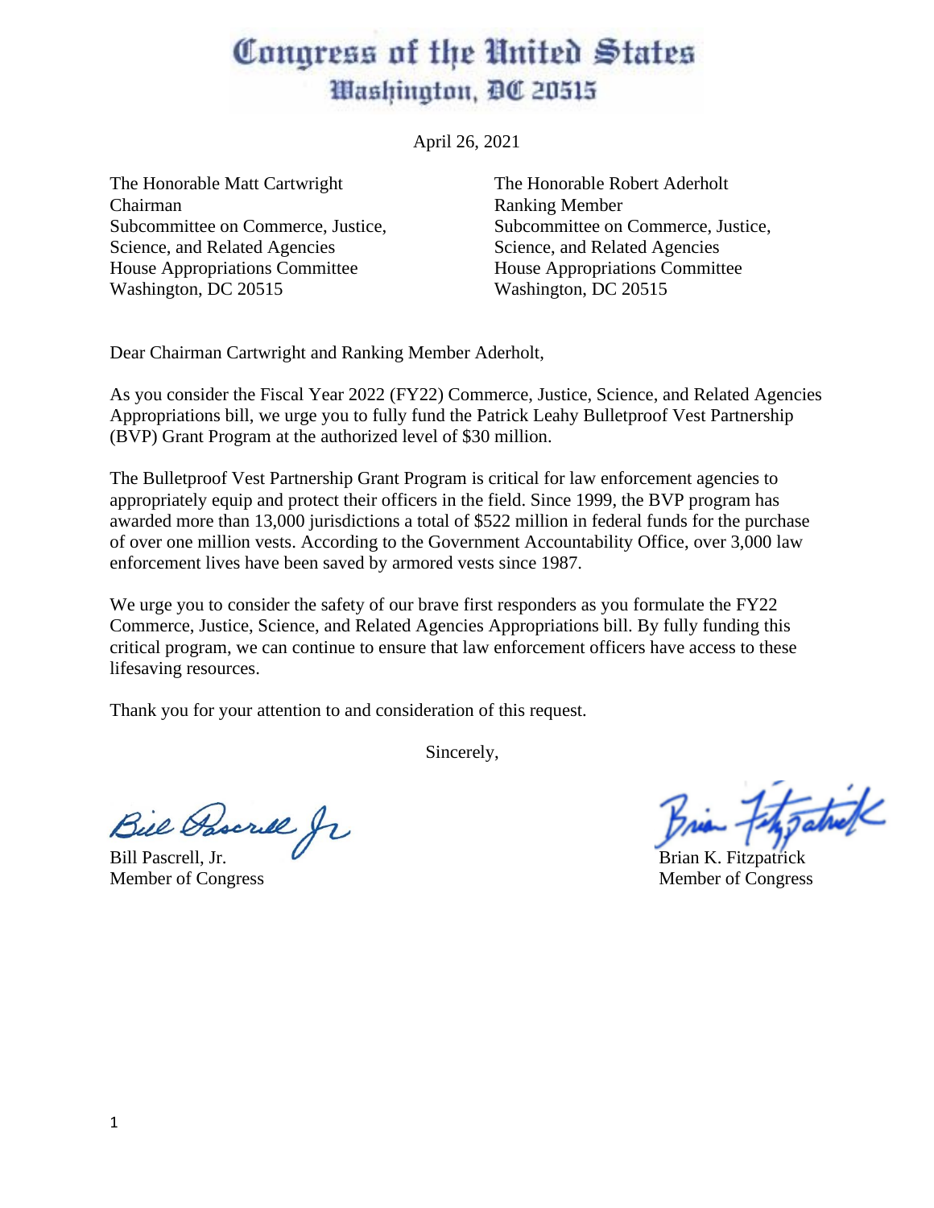# Congress of the United States
## Washington, DC 20515

April 26, 2021

The Honorable Matt Cartwright
Chairman
Subcommittee on Commerce, Justice, Science, and Related Agencies
House Appropriations Committee
Washington, DC 20515

The Honorable Robert Aderholt
Ranking Member
Subcommittee on Commerce, Justice, Science, and Related Agencies
House Appropriations Committee
Washington, DC 20515

Dear Chairman Cartwright and Ranking Member Aderholt,

As you consider the Fiscal Year 2022 (FY22) Commerce, Justice, Science, and Related Agencies Appropriations bill, we urge you to fully fund the Patrick Leahy Bulletproof Vest Partnership (BVP) Grant Program at the authorized level of $30 million.

The Bulletproof Vest Partnership Grant Program is critical for law enforcement agencies to appropriately equip and protect their officers in the field. Since 1999, the BVP program has awarded more than 13,000 jurisdictions a total of $522 million in federal funds for the purchase of over one million vests. According to the Government Accountability Office, over 3,000 law enforcement lives have been saved by armored vests since 1987.

We urge you to consider the safety of our brave first responders as you formulate the FY22 Commerce, Justice, Science, and Related Agencies Appropriations bill. By fully funding this critical program, we can continue to ensure that law enforcement officers have access to these lifesaving resources.

Thank you for your attention to and consideration of this request.

Sincerely,

Bill Pascrell, Jr.
Member of Congress

Brian K. Fitzpatrick
Member of Congress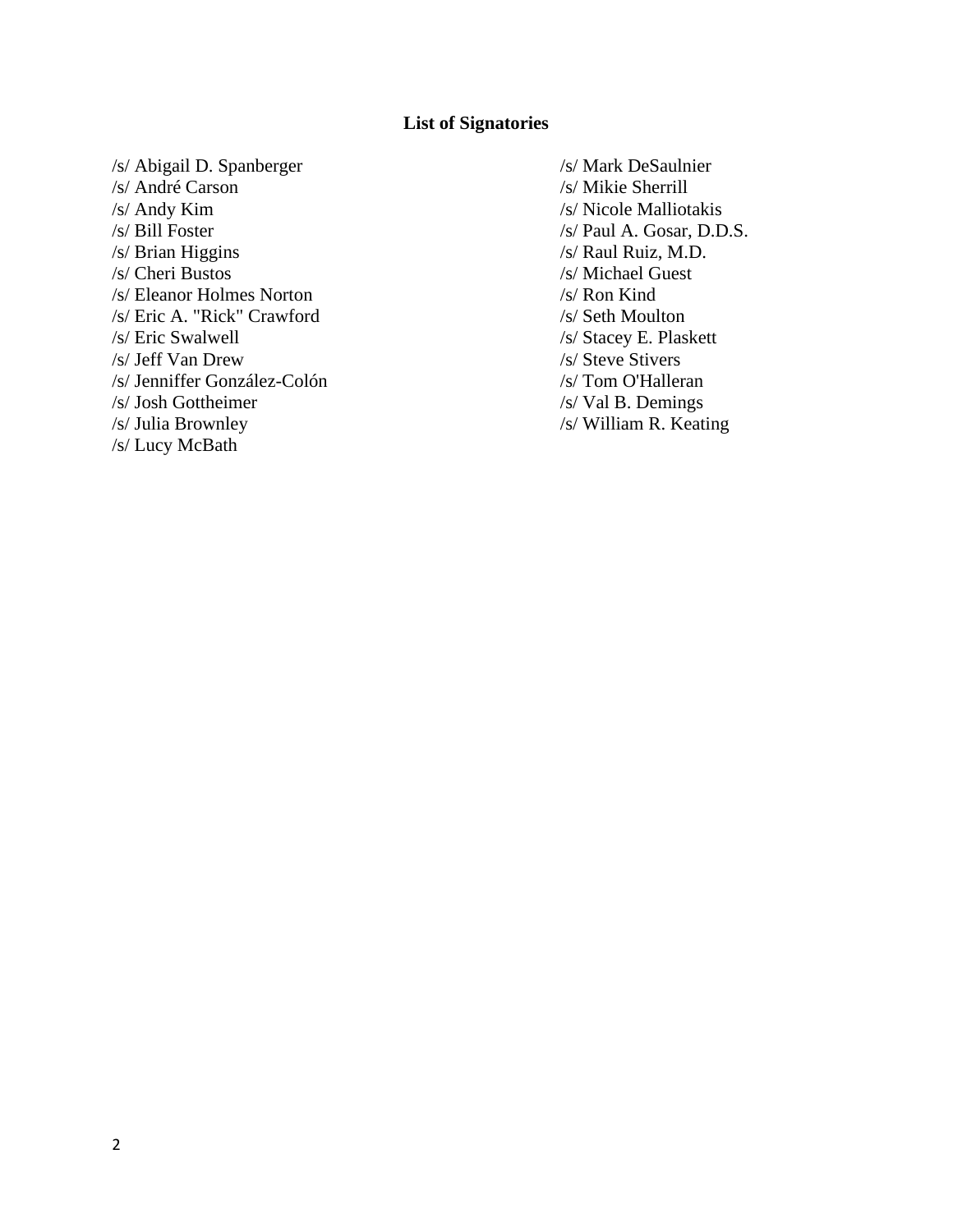**List of Signatories**

/s/ Abigail D. Spanberger
/s/ André Carson
/s/ Andy Kim
/s/ Bill Foster
/s/ Brian Higgins
/s/ Cheri Bustos
/s/ Eleanor Holmes Norton
/s/ Eric A. "Rick" Crawford
/s/ Eric Swalwell
/s/ Jeff Van Drew
/s/ Jenniffer González-Colón
/s/ Josh Gottheimer
/s/ Julia Brownley
/s/ Lucy McBath
/s/ Mark DeSaulnier
/s/ Mikie Sherrill
/s/ Nicole Malliotakis
/s/ Paul A. Gosar, D.D.S.
/s/ Raul Ruiz, M.D.
/s/ Michael Guest
/s/ Ron Kind
/s/ Seth Moulton
/s/ Stacey E. Plaskett
/s/ Steve Stivers
/s/ Tom O'Halleran
/s/ Val B. Demings
/s/ William R. Keating